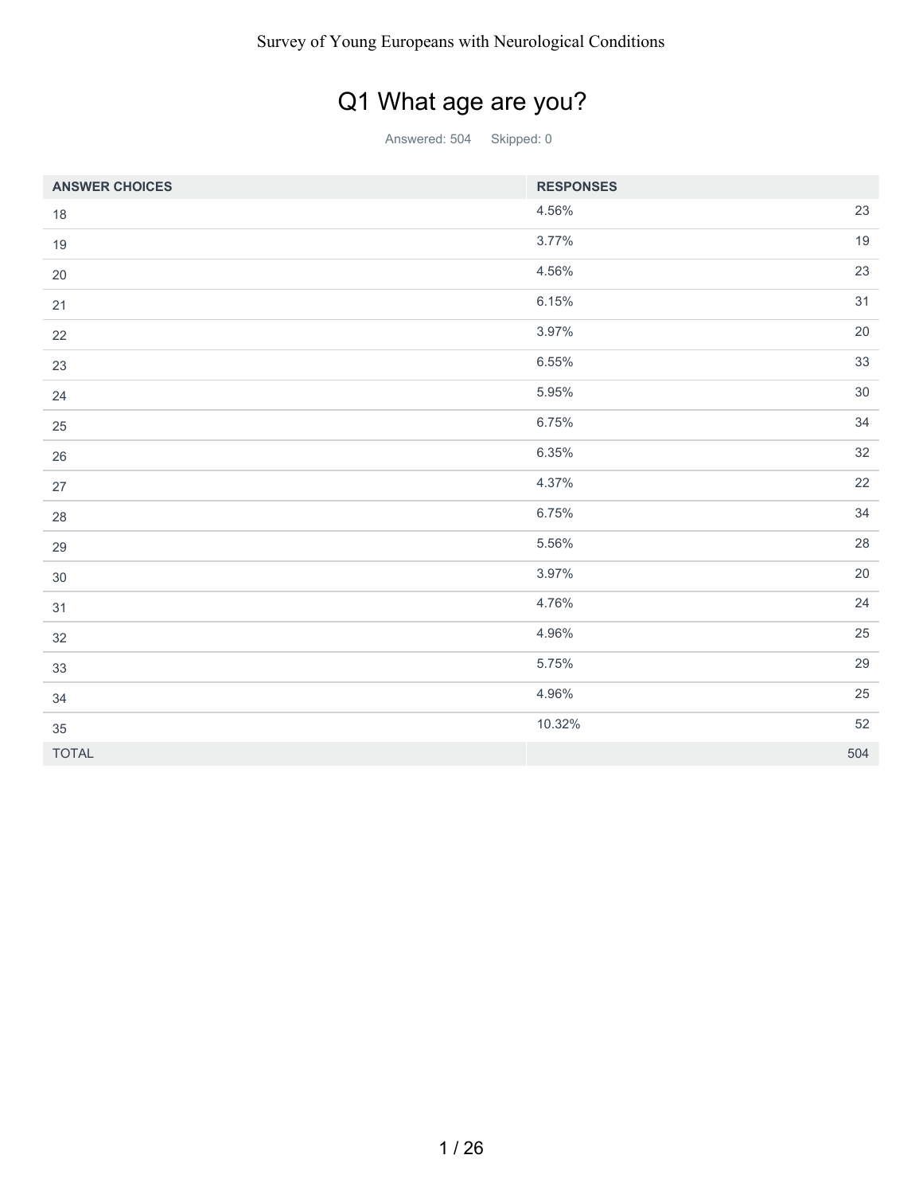# Survey of Young Europeans with Neurological Conditions

## Q1 What age are you?

Answered: 504 Skipped: 0

| ANSWER CHOICES | RESPONSES | |
|---|---|---|
| 18 | 4.56% | 23 |
| 19 | 3.77% | 19 |
| 20 | 4.56% | 23 |
| 21 | 6.15% | 31 |
| 22 | 3.97% | 20 |
| 23 | 6.55% | 33 |
| 24 | 5.95% | 30 |
| 25 | 6.75% | 34 |
| 26 | 6.35% | 32 |
| 27 | 4.37% | 22 |
| 28 | 6.75% | 34 |
| 29 | 5.56% | 28 |
| 30 | 3.97% | 20 |
| 31 | 4.76% | 24 |
| 32 | 4.96% | 25 |
| 33 | 5.75% | 29 |
| 34 | 4.96% | 25 |
| 35 | 10.32% | 52 |
| TOTAL | | 504 |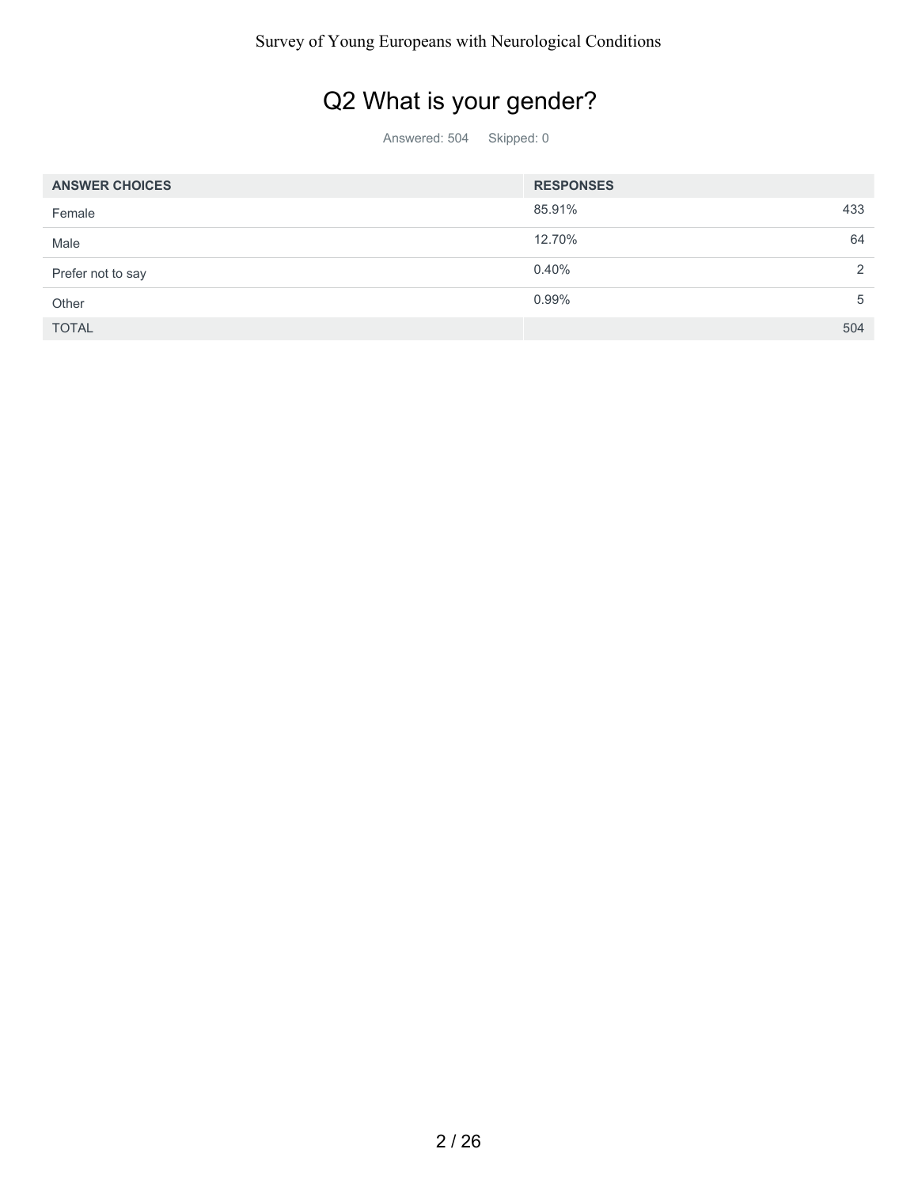## Q2 What is your gender?

Answered: 504 Skipped: 0

| ANSWER CHOICES | RESPONSES | |
|---|---|---|
| Female | 85.91% | 433 |
| Male | 12.70% | 64 |
| Prefer not to say | 0.40% | 2 |
| Other | 0.99% | 5 |
| TOTAL | | 504 |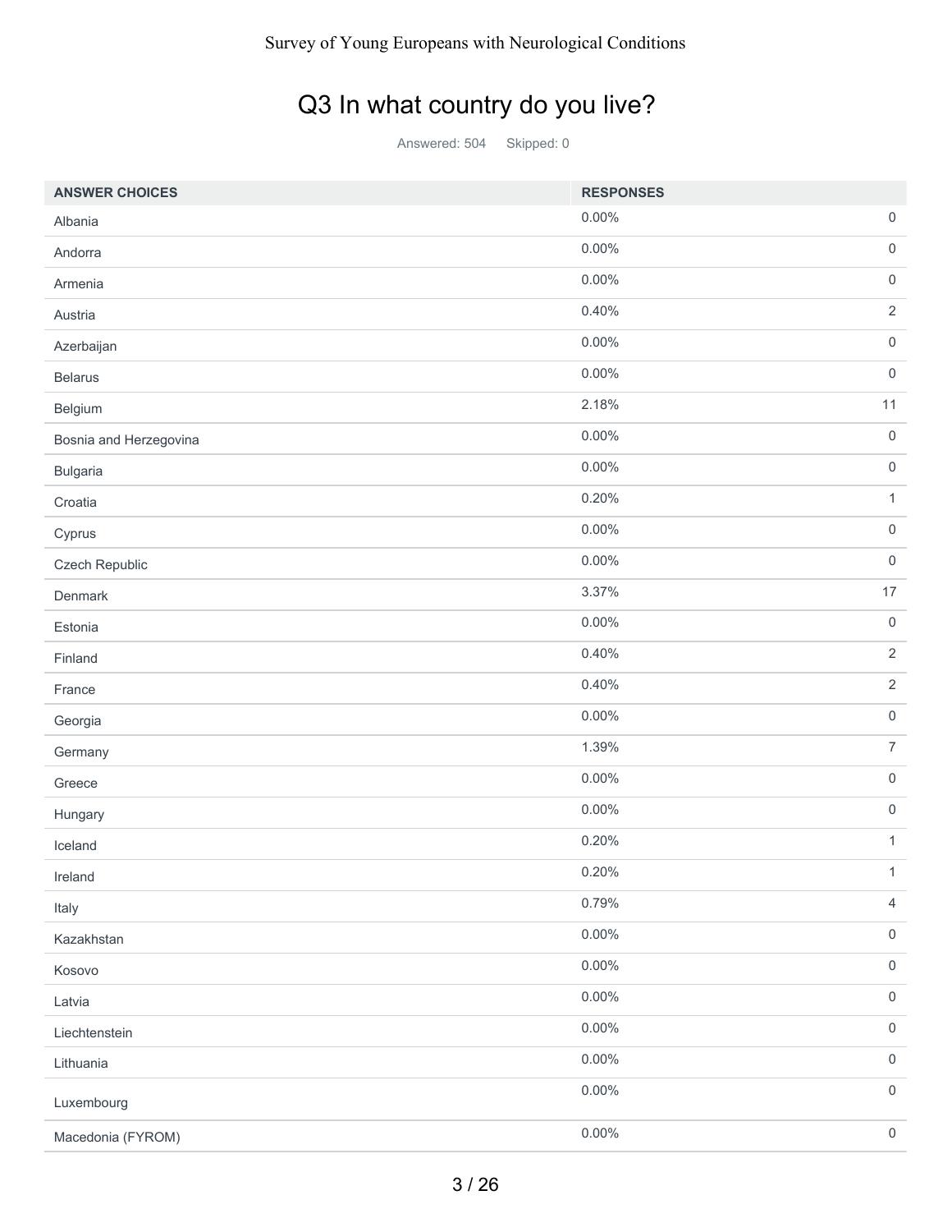## Q3 In what country do you live?

Answered: 504 Skipped: 0

| ANSWER CHOICES | RESPONSES | |
|---|---|---|
| Albania | 0.00% | 0 |
| Andorra | 0.00% | 0 |
| Armenia | 0.00% | 0 |
| Austria | 0.40% | 2 |
| Azerbaijan | 0.00% | 0 |
| Belarus | 0.00% | 0 |
| Belgium | 2.18% | 11 |
| Bosnia and Herzegovina | 0.00% | 0 |
| Bulgaria | 0.00% | 0 |
| Croatia | 0.20% | 1 |
| Cyprus | 0.00% | 0 |
| Czech Republic | 0.00% | 0 |
| Denmark | 3.37% | 17 |
| Estonia | 0.00% | 0 |
| Finland | 0.40% | 2 |
| France | 0.40% | 2 |
| Georgia | 0.00% | 0 |
| Germany | 1.39% | 7 |
| Greece | 0.00% | 0 |
| Hungary | 0.00% | 0 |
| Iceland | 0.20% | 1 |
| Ireland | 0.20% | 1 |
| Italy | 0.79% | 4 |
| Kazakhstan | 0.00% | 0 |
| Kosovo | 0.00% | 0 |
| Latvia | 0.00% | 0 |
| Liechtenstein | 0.00% | 0 |
| Lithuania | 0.00% | 0 |
| Luxembourg | 0.00% | 0 |
| Macedonia (FYROM) | 0.00% | 0 |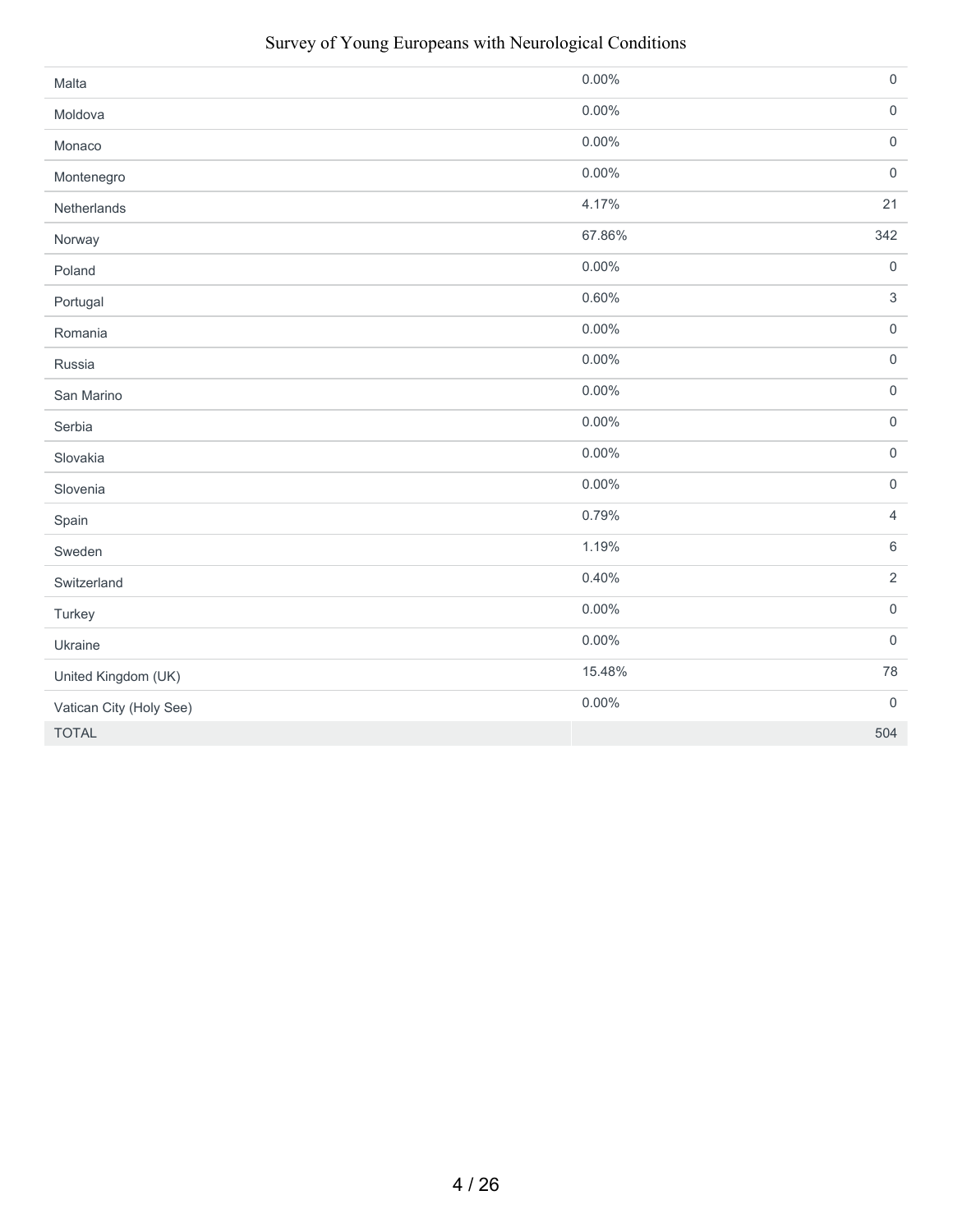| | | |
|---|---|---|
| Malta | 0.00% | 0 |
| Moldova | 0.00% | 0 |
| Monaco | 0.00% | 0 |
| Montenegro | 0.00% | 0 |
| Netherlands | 4.17% | 21 |
| Norway | 67.86% | 342 |
| Poland | 0.00% | 0 |
| Portugal | 0.60% | 3 |
| Romania | 0.00% | 0 |
| Russia | 0.00% | 0 |
| San Marino | 0.00% | 0 |
| Serbia | 0.00% | 0 |
| Slovakia | 0.00% | 0 |
| Slovenia | 0.00% | 0 |
| Spain | 0.79% | 4 |
| Sweden | 1.19% | 6 |
| Switzerland | 0.40% | 2 |
| Turkey | 0.00% | 0 |
| Ukraine | 0.00% | 0 |
| United Kingdom (UK) | 15.48% | 78 |
| Vatican City (Holy See) | 0.00% | 0 |
| TOTAL | | 504 |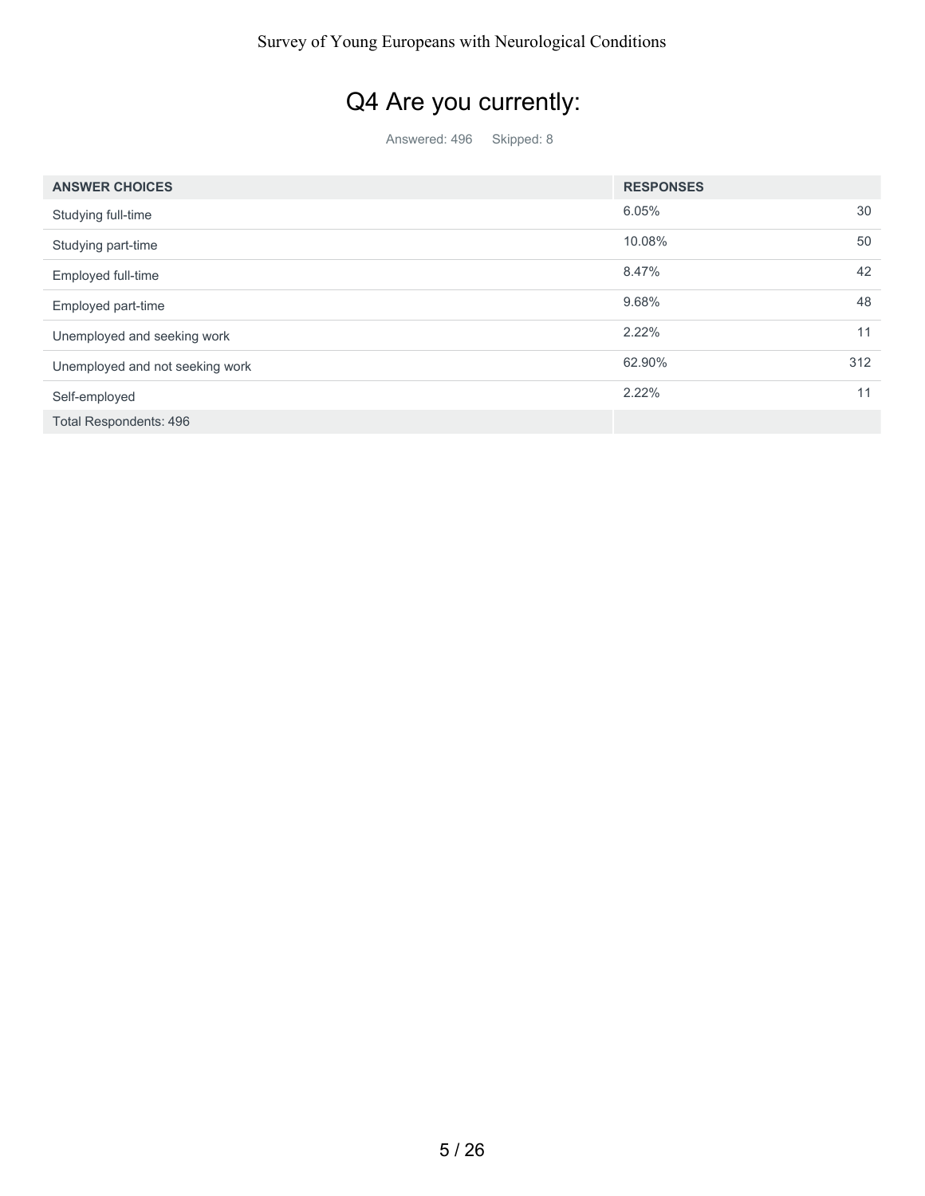# Q4 Are you currently:

Answered: 496 Skipped: 8

| ANSWER CHOICES | RESPONSES | |
| --- | --- | --- |
| Studying full-time | 6.05% | 30 |
| Studying part-time | 10.08% | 50 |
| Employed full-time | 8.47% | 42 |
| Employed part-time | 9.68% | 48 |
| Unemployed and seeking work | 2.22% | 11 |
| Unemployed and not seeking work | 62.90% | 312 |
| Self-employed | 2.22% | 11 |
| Total Respondents: 496 | | |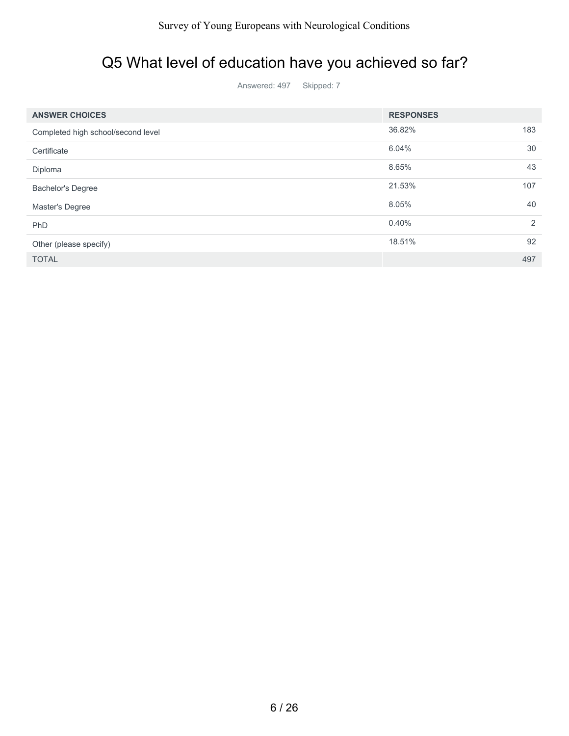# Q5 What level of education have you achieved so far?

Answered: 497 Skipped: 7

| ANSWER CHOICES | RESPONSES | |
|---|---|---|
| Completed high school/second level | 36.82% | 183 |
| Certificate | 6.04% | 30 |
| Diploma | 8.65% | 43 |
| Bachelor's Degree | 21.53% | 107 |
| Master's Degree | 8.05% | 40 |
| PhD | 0.40% | 2 |
| Other (please specify) | 18.51% | 92 |
| TOTAL | | 497 |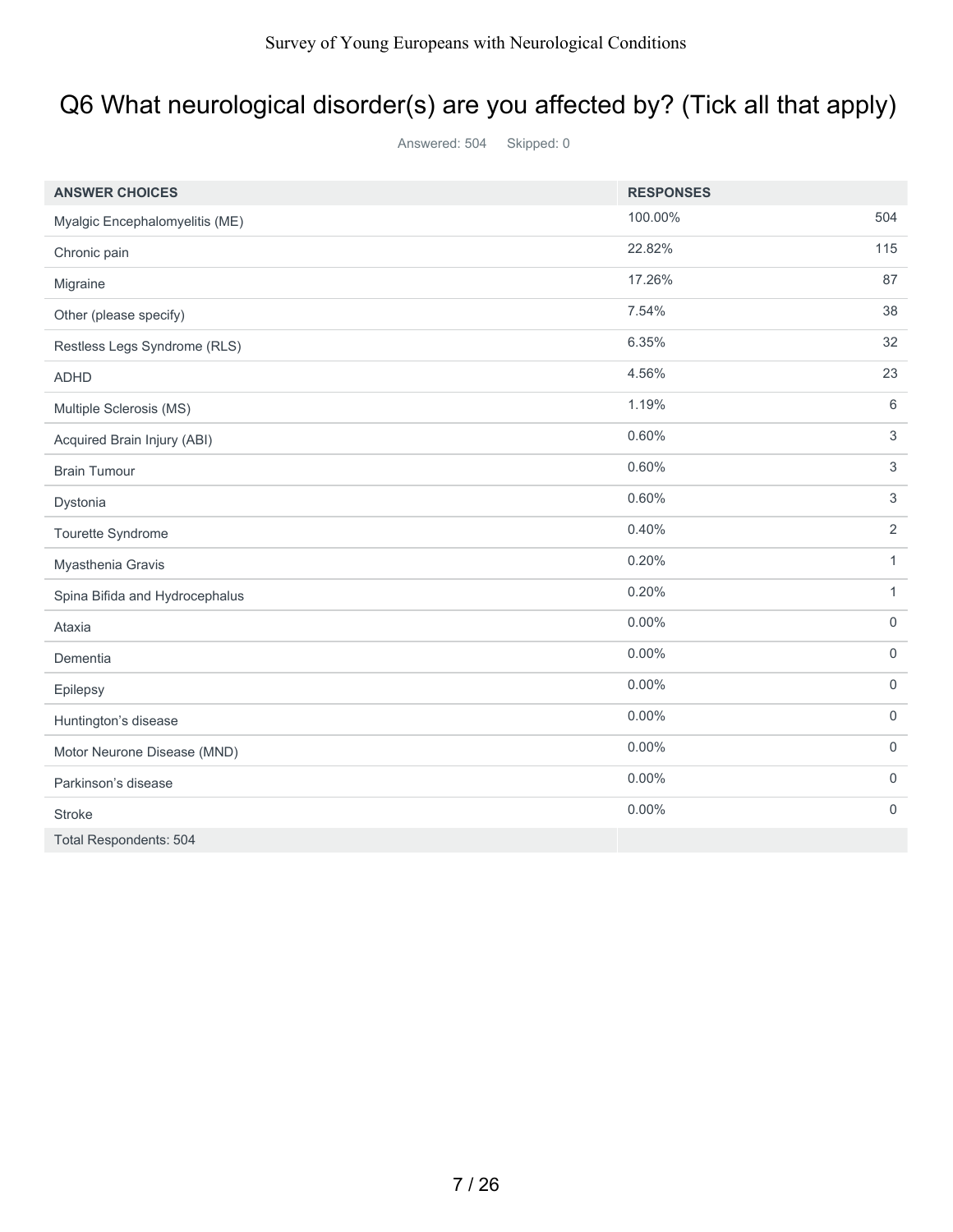## Q6 What neurological disorder(s) are you affected by? (Tick all that apply)

Answered: 504 Skipped: 0

| ANSWER CHOICES | RESPONSES | |
|---|---|---|
| Myalgic Encephalomyelitis (ME) | 100.00% | 504 |
| Chronic pain | 22.82% | 115 |
| Migraine | 17.26% | 87 |
| Other (please specify) | 7.54% | 38 |
| Restless Legs Syndrome (RLS) | 6.35% | 32 |
| ADHD | 4.56% | 23 |
| Multiple Sclerosis (MS) | 1.19% | 6 |
| Acquired Brain Injury (ABI) | 0.60% | 3 |
| Brain Tumour | 0.60% | 3 |
| Dystonia | 0.60% | 3 |
| Tourette Syndrome | 0.40% | 2 |
| Myasthenia Gravis | 0.20% | 1 |
| Spina Bifida and Hydrocephalus | 0.20% | 1 |
| Ataxia | 0.00% | 0 |
| Dementia | 0.00% | 0 |
| Epilepsy | 0.00% | 0 |
| Huntington's disease | 0.00% | 0 |
| Motor Neurone Disease (MND) | 0.00% | 0 |
| Parkinson's disease | 0.00% | 0 |
| Stroke | 0.00% | 0 |
| Total Respondents: 504 | | |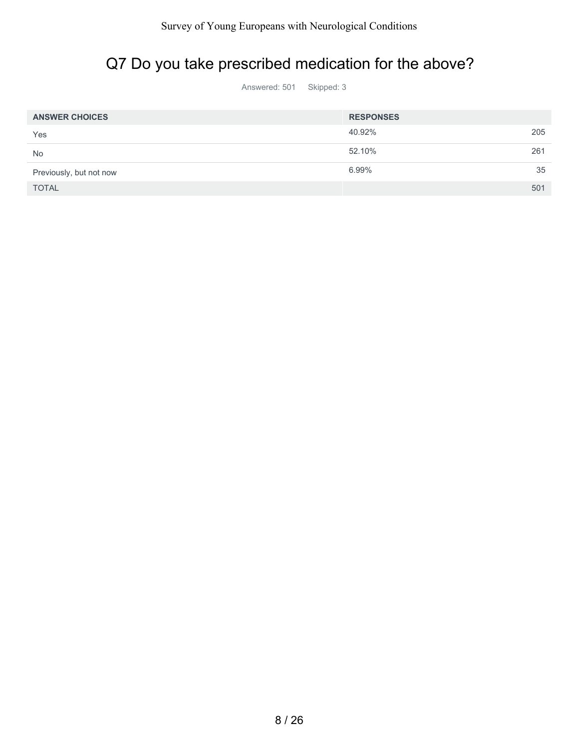## Q7 Do you take prescribed medication for the above?

Answered: 501 Skipped: 3

| ANSWER CHOICES | RESPONSES | |
|---|---|---|
| Yes | 40.92% | 205 |
| No | 52.10% | 261 |
| Previously, but not now | 6.99% | 35 |
| TOTAL | | 501 |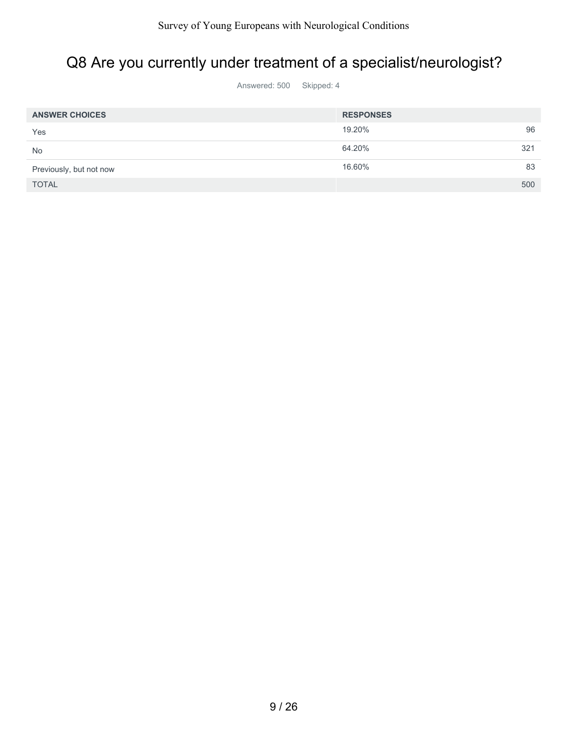## Q8 Are you currently under treatment of a specialist/neurologist?

Answered: 500    Skipped: 4

| ANSWER CHOICES | RESPONSES | |
|---|---|---|
| Yes | 19.20% | 96 |
| No | 64.20% | 321 |
| Previously, but not now | 16.60% | 83 |
| TOTAL | | 500 |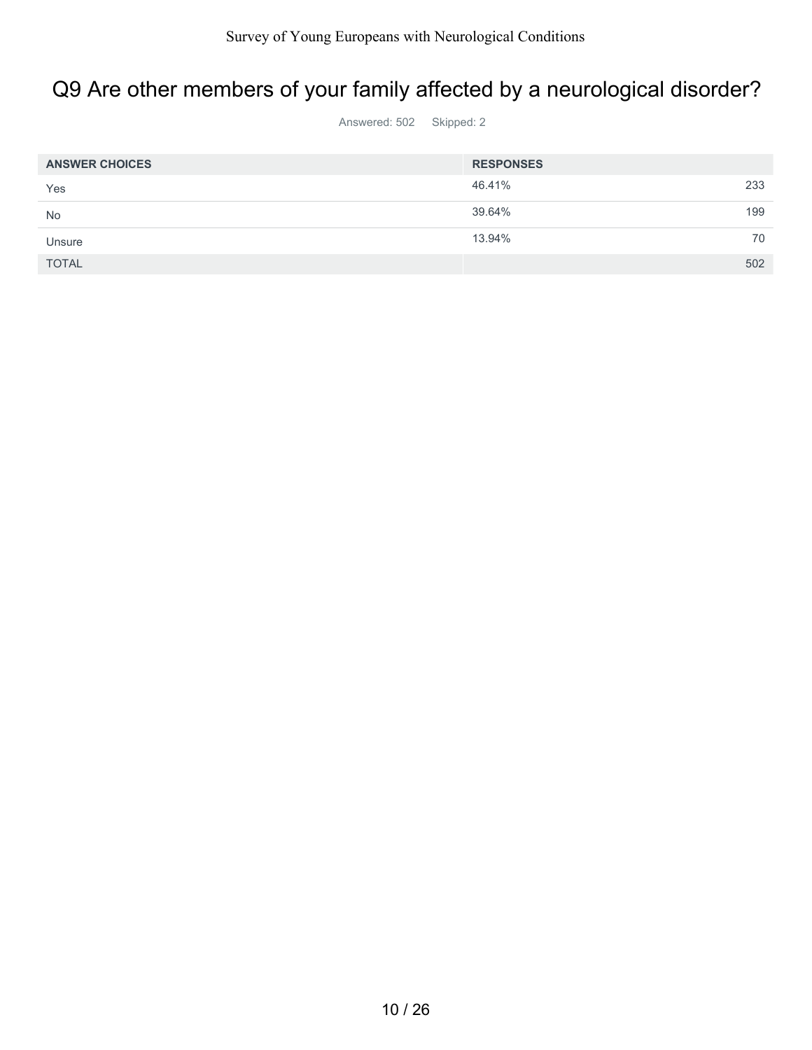# Q9 Are other members of your family affected by a neurological disorder?

Answered: 502 Skipped: 2

| ANSWER CHOICES | RESPONSES | |
|---|---|---|
| Yes | 46.41% | 233 |
| No | 39.64% | 199 |
| Unsure | 13.94% | 70 |
| TOTAL | | 502 |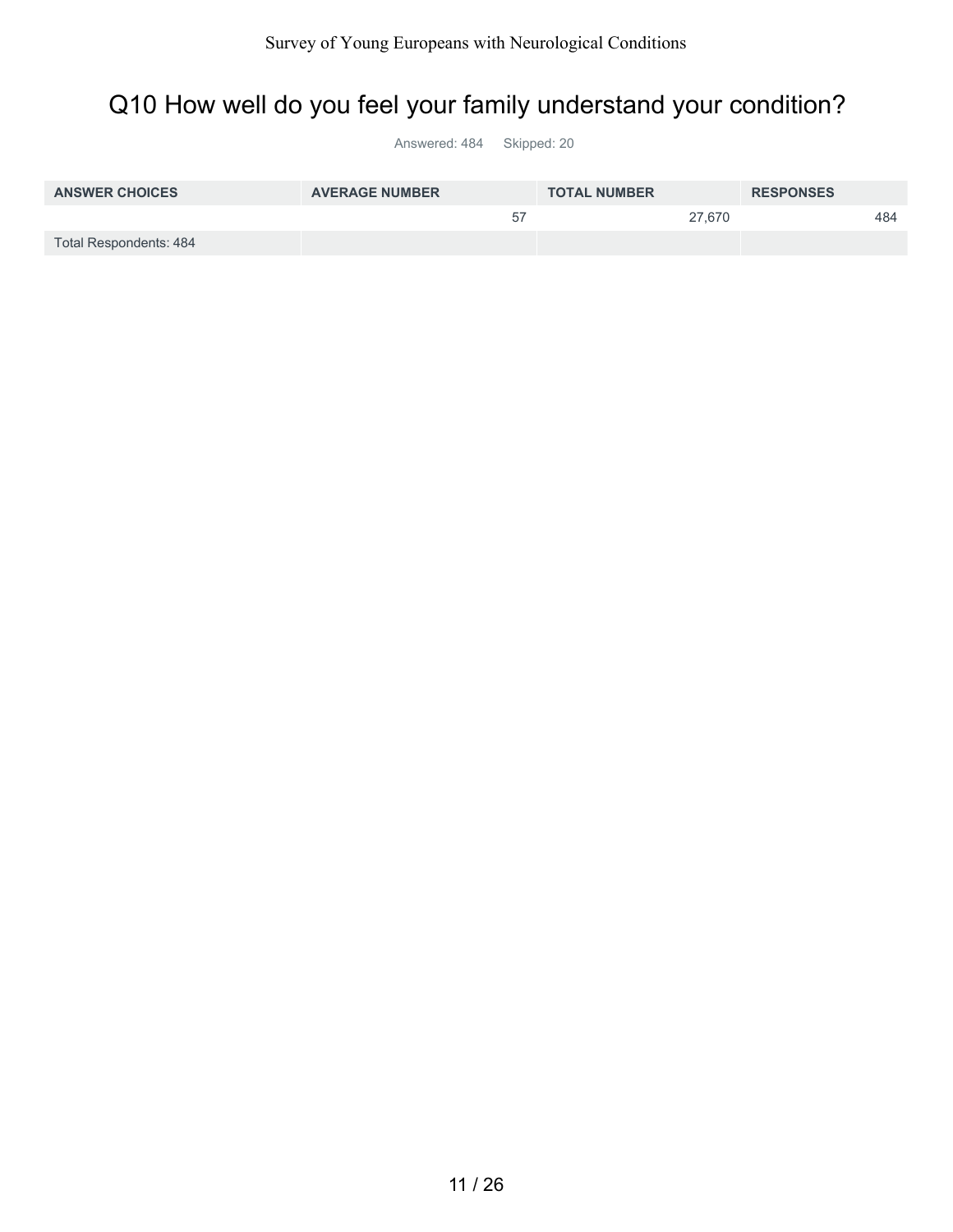# Q10 How well do you feel your family understand your condition?

Answered: 484 Skipped: 20

| ANSWER CHOICES | AVERAGE NUMBER | TOTAL NUMBER | RESPONSES |
|---|---|---|---|
| | 57 | 27,670 | 484 |
| Total Respondents: 484 | | | |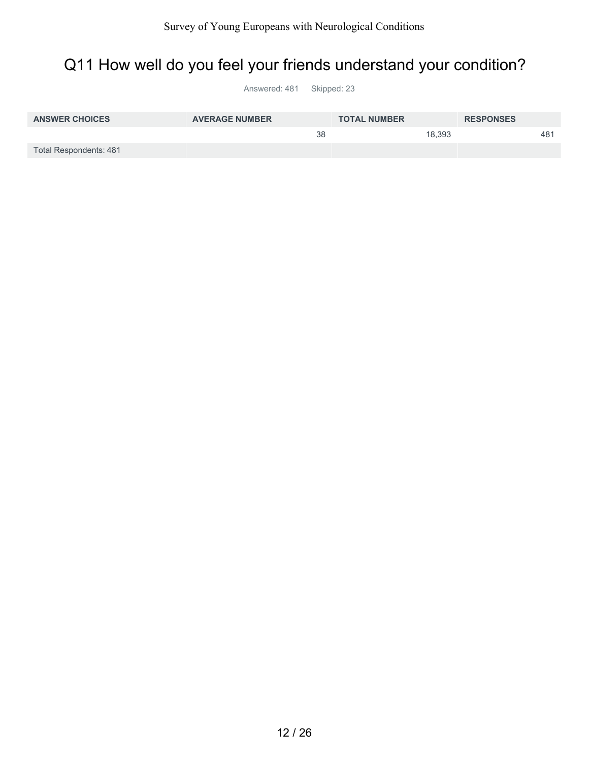# Q11 How well do you feel your friends understand your condition?

Answered: 481 Skipped: 23

| ANSWER CHOICES | AVERAGE NUMBER | TOTAL NUMBER | RESPONSES |
|---|---|---|---|
| | 38 | 18,393 | 481 |
| Total Respondents: 481 | | | |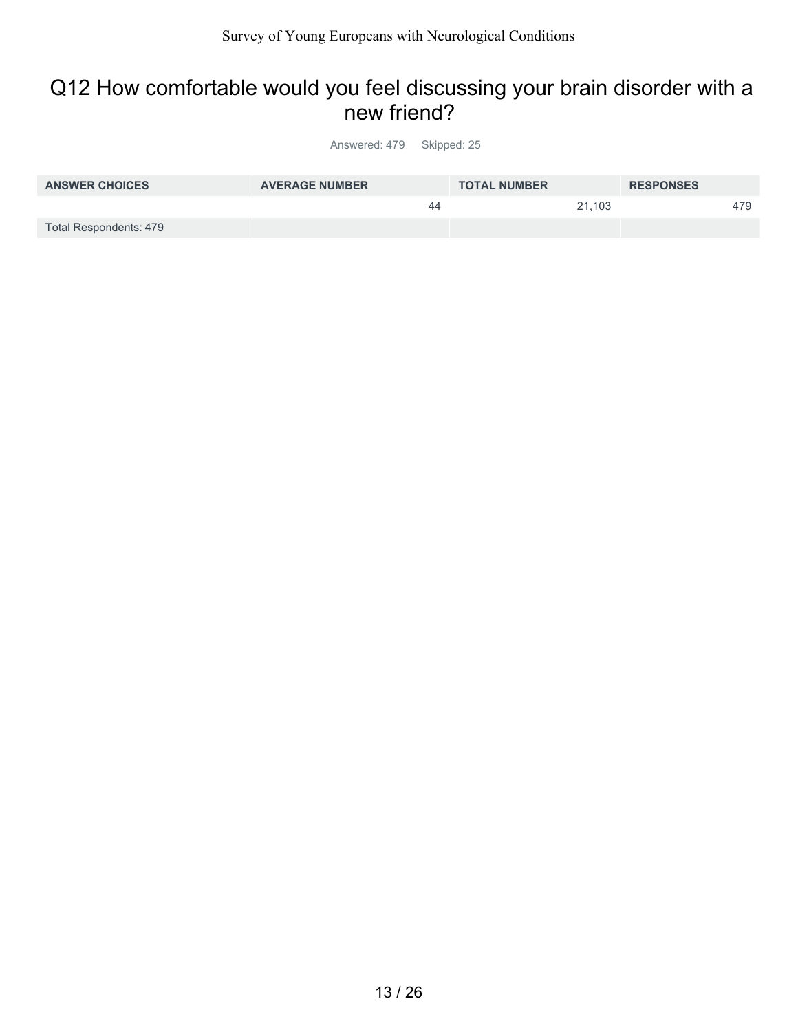## Q12 How comfortable would you feel discussing your brain disorder with a new friend?

Answered: 479 Skipped: 25

| ANSWER CHOICES | AVERAGE NUMBER | TOTAL NUMBER | RESPONSES |
|---|---|---|---|
| | 44 | 21,103 | 479 |
| Total Respondents: 479 | | | |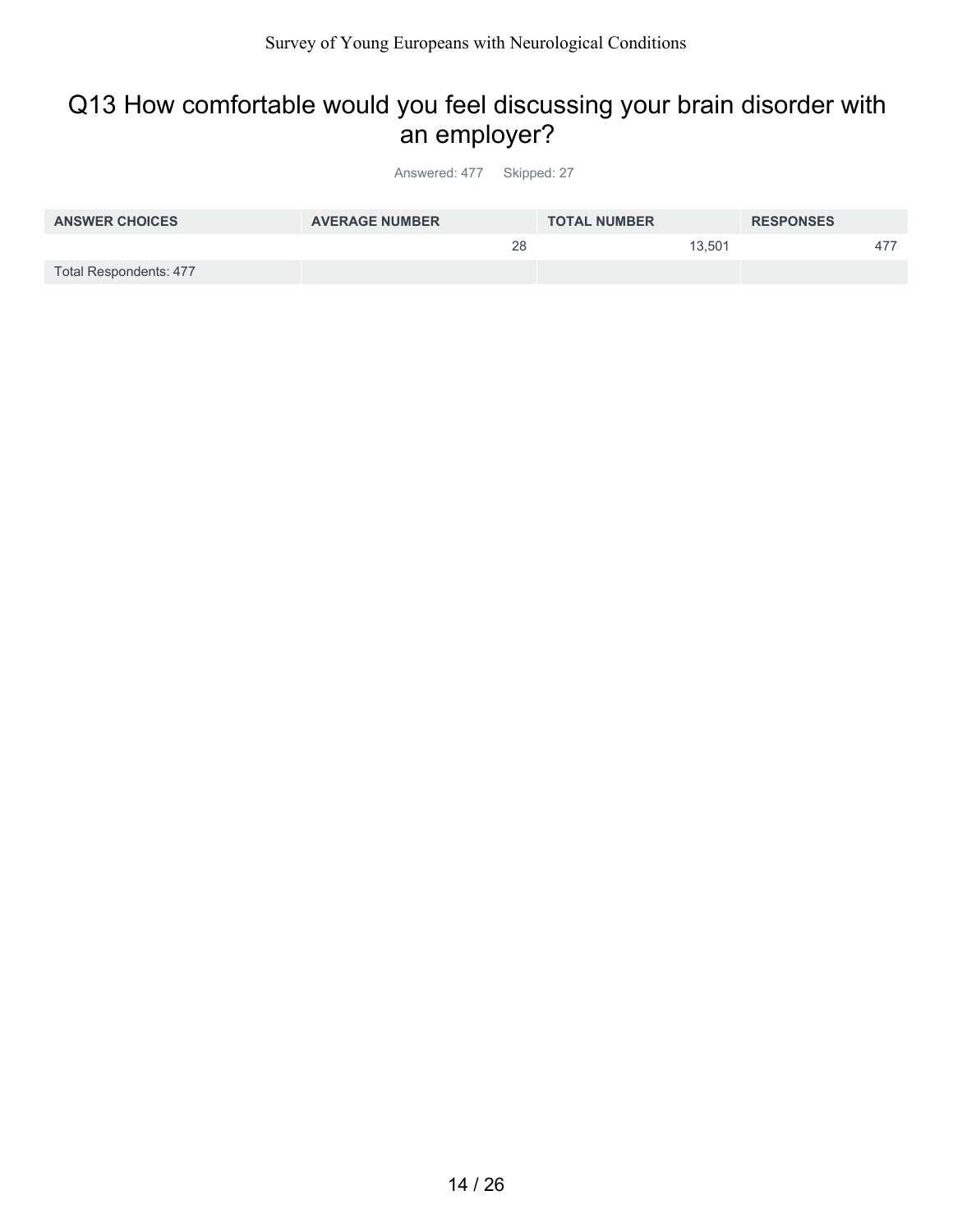## Q13 How comfortable would you feel discussing your brain disorder with an employer?

Answered: 477 Skipped: 27

| ANSWER CHOICES | AVERAGE NUMBER | TOTAL NUMBER | RESPONSES |
|---|---|---|---|
| | 28 | 13,501 | 477 |
| Total Respondents: 477 | | | |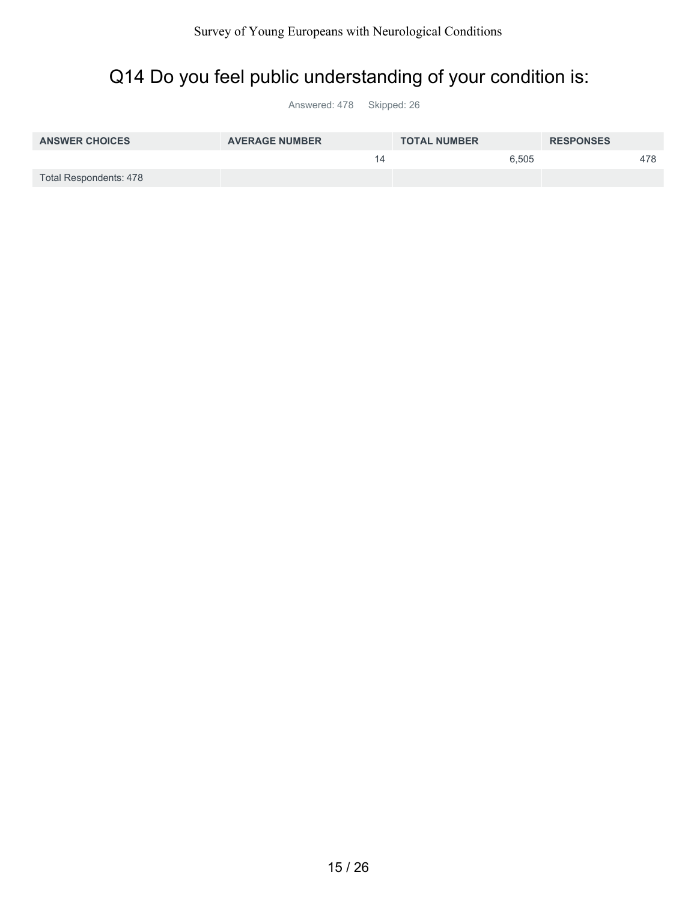# Q14 Do you feel public understanding of your condition is:

Answered: 478 Skipped: 26

| ANSWER CHOICES | AVERAGE NUMBER | TOTAL NUMBER | RESPONSES |
|---|---|---|---|
| | 14 | 6,505 | 478 |
| Total Respondents: 478 | | | |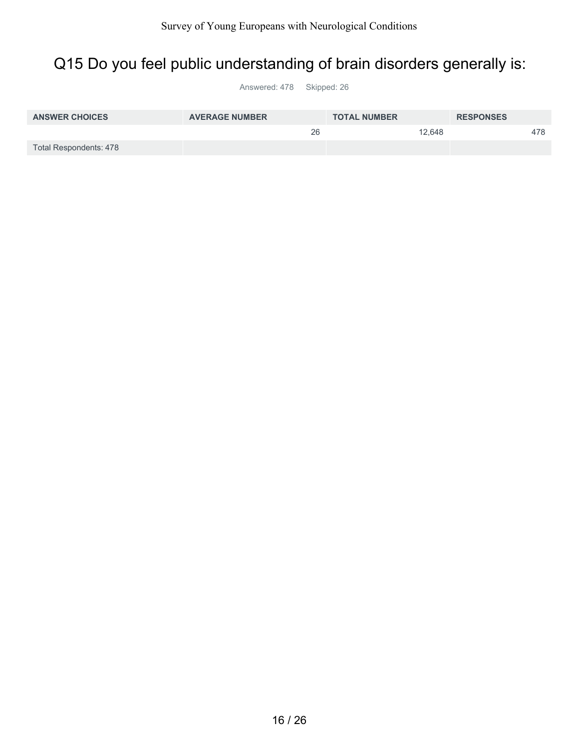# Q15 Do you feel public understanding of brain disorders generally is:

Answered: 478 Skipped: 26

| ANSWER CHOICES | AVERAGE NUMBER | TOTAL NUMBER | RESPONSES |
|---|---|---|---|
| | 26 | 12,648 | 478 |
| Total Respondents: 478 | | | |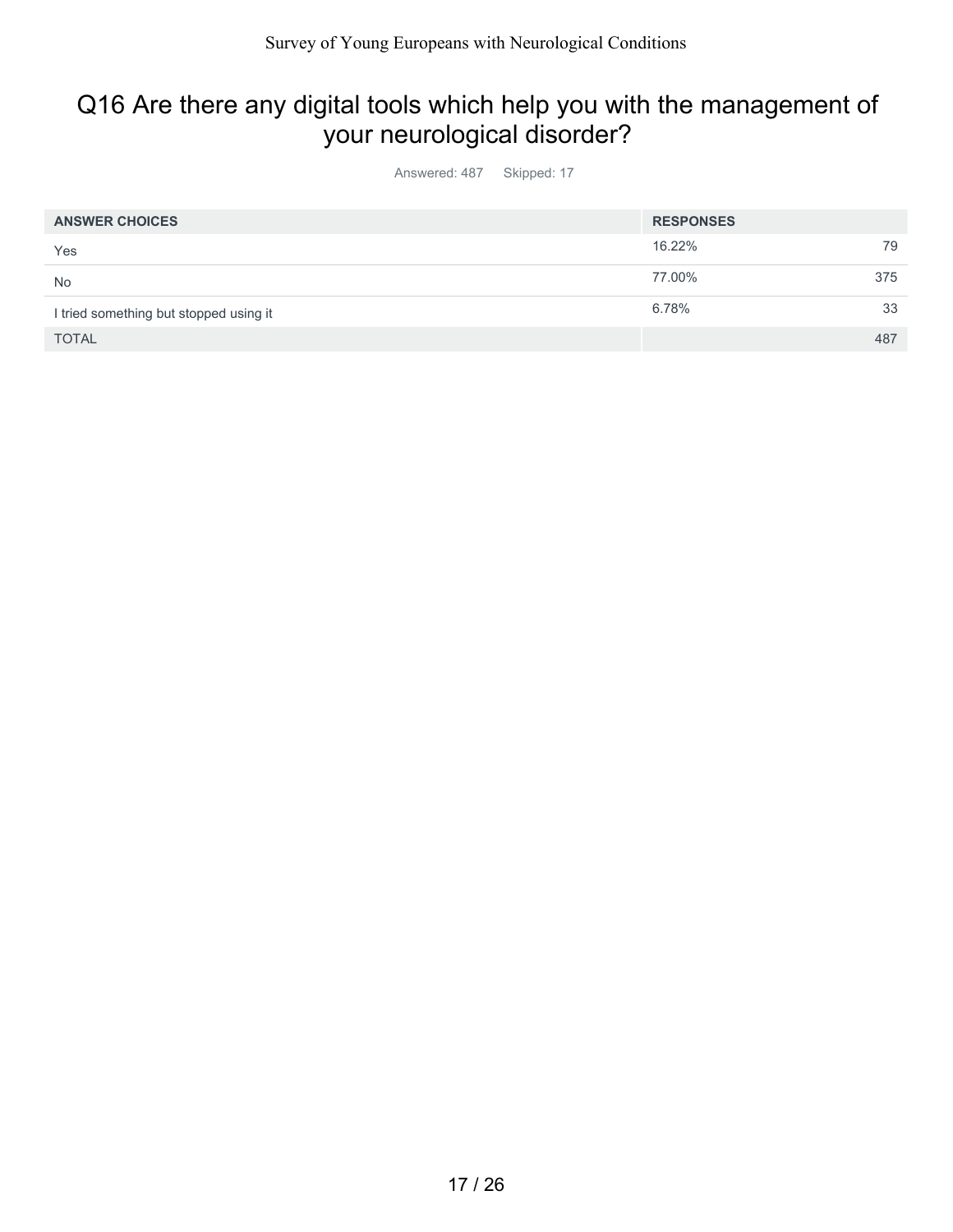## Q16 Are there any digital tools which help you with the management of your neurological disorder?

Answered: 487 Skipped: 17

| ANSWER CHOICES | RESPONSES | |
|---|---|---|
| Yes | 16.22% | 79 |
| No | 77.00% | 375 |
| I tried something but stopped using it | 6.78% | 33 |
| TOTAL | | 487 |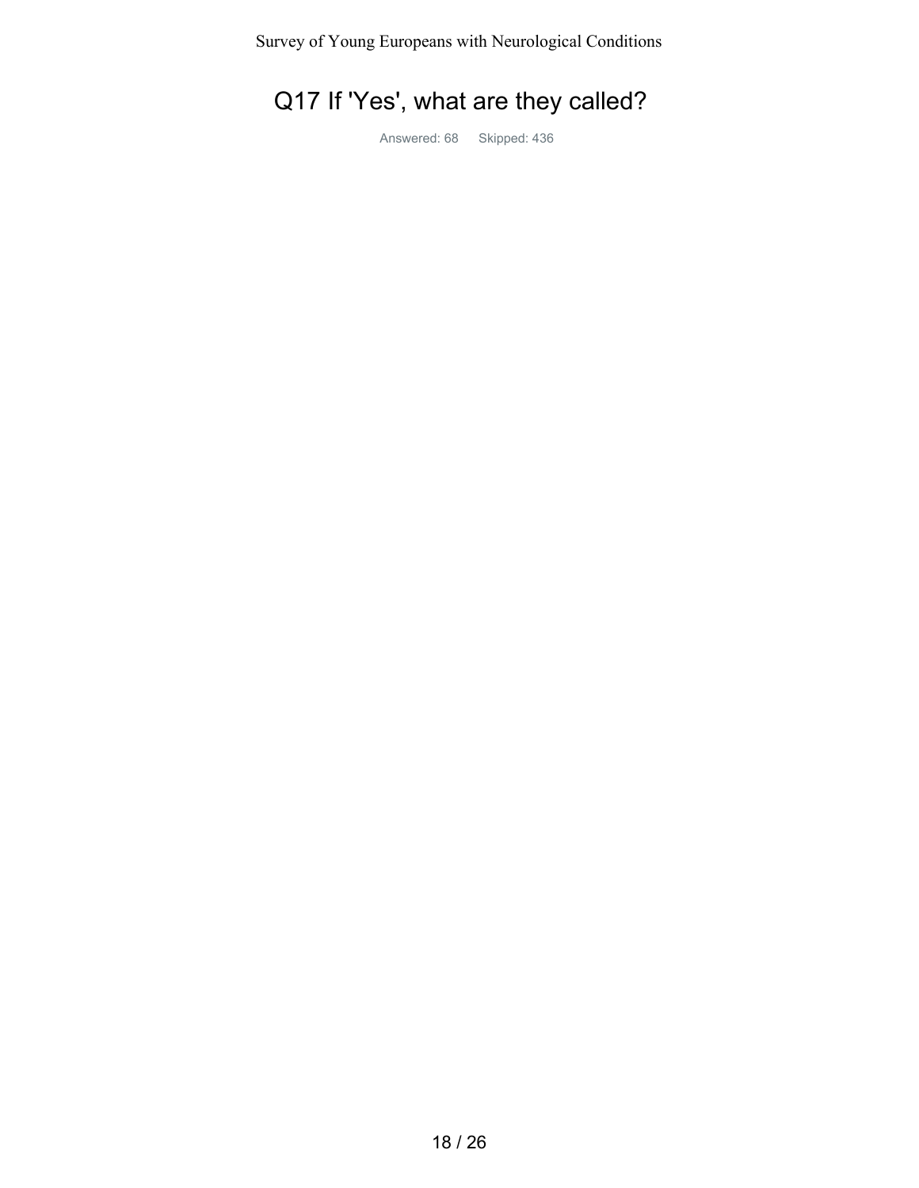# Q17 If 'Yes', what are they called?

Answered: 68 Skipped: 436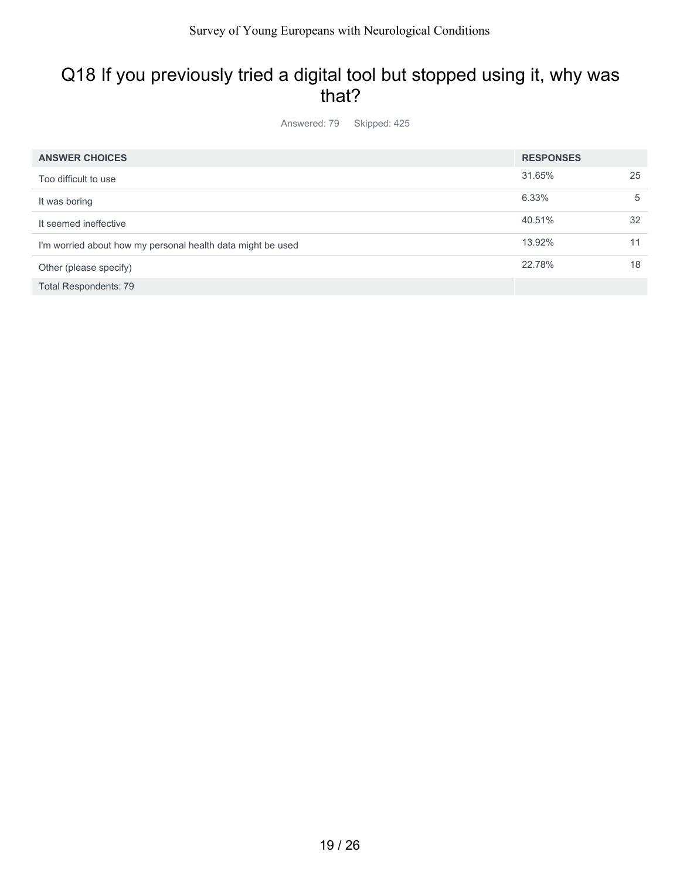## Q18 If you previously tried a digital tool but stopped using it, why was that?

Answered: 79 Skipped: 425

| ANSWER CHOICES | RESPONSES | |
|---|---|---|
| Too difficult to use | 31.65% | 25 |
| It was boring | 6.33% | 5 |
| It seemed ineffective | 40.51% | 32 |
| I'm worried about how my personal health data might be used | 13.92% | 11 |
| Other (please specify) | 22.78% | 18 |
| Total Respondents: 79 | | |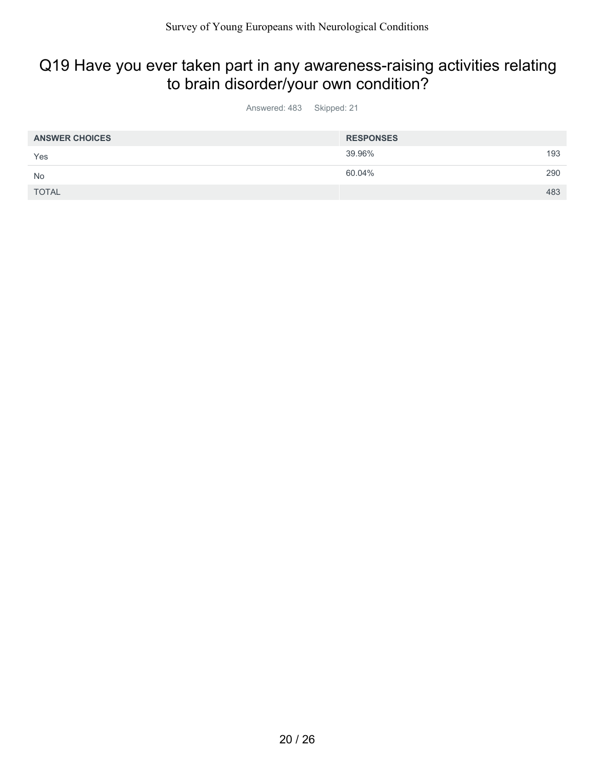## Q19 Have you ever taken part in any awareness-raising activities relating to brain disorder/your own condition?

Answered: 483 Skipped: 21

| ANSWER CHOICES | RESPONSES | |
|---|---|---|
| Yes | 39.96% | 193 |
| No | 60.04% | 290 |
| TOTAL | | 483 |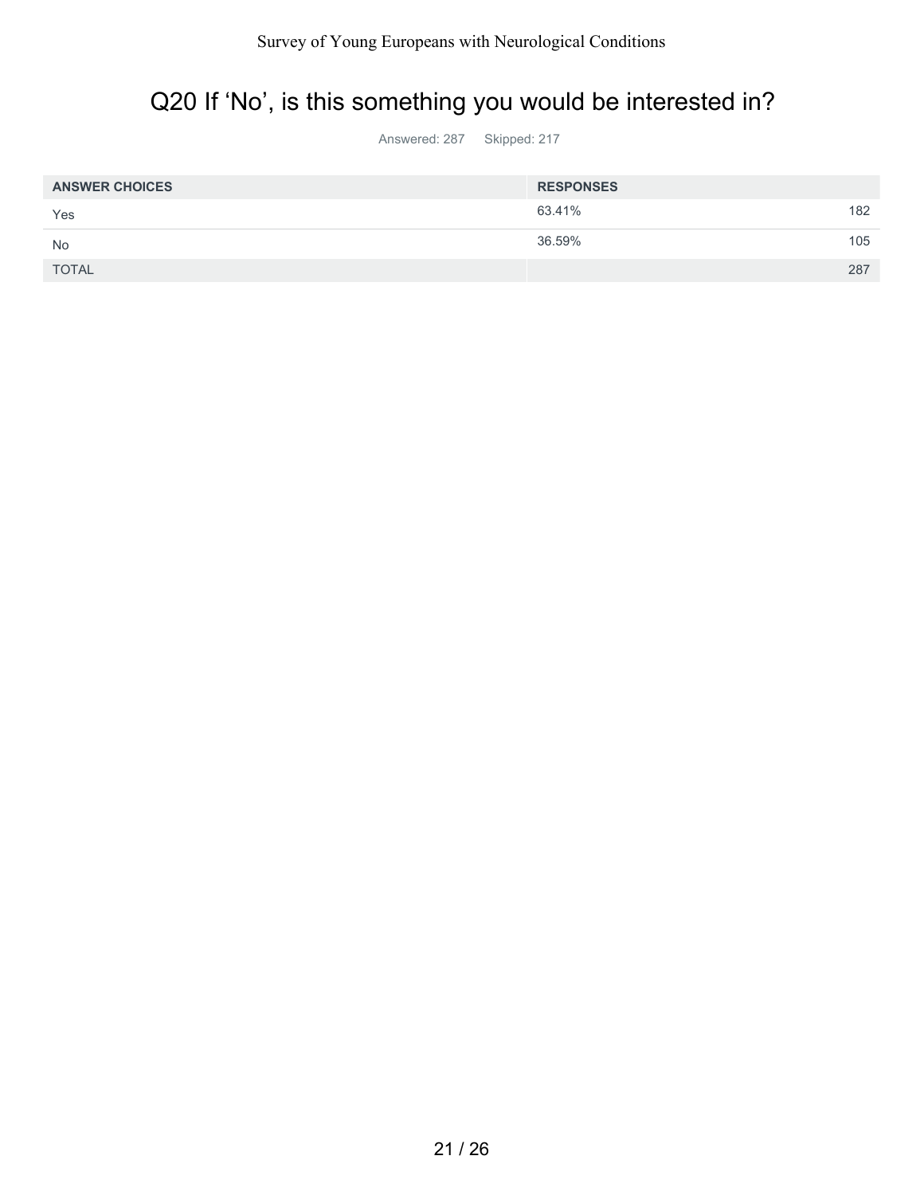# Q20 If 'No', is this something you would be interested in?

Answered: 287 Skipped: 217

| ANSWER CHOICES | RESPONSES | |
|---|---|---|
| Yes | 63.41% | 182 |
| No | 36.59% | 105 |
| TOTAL | | 287 |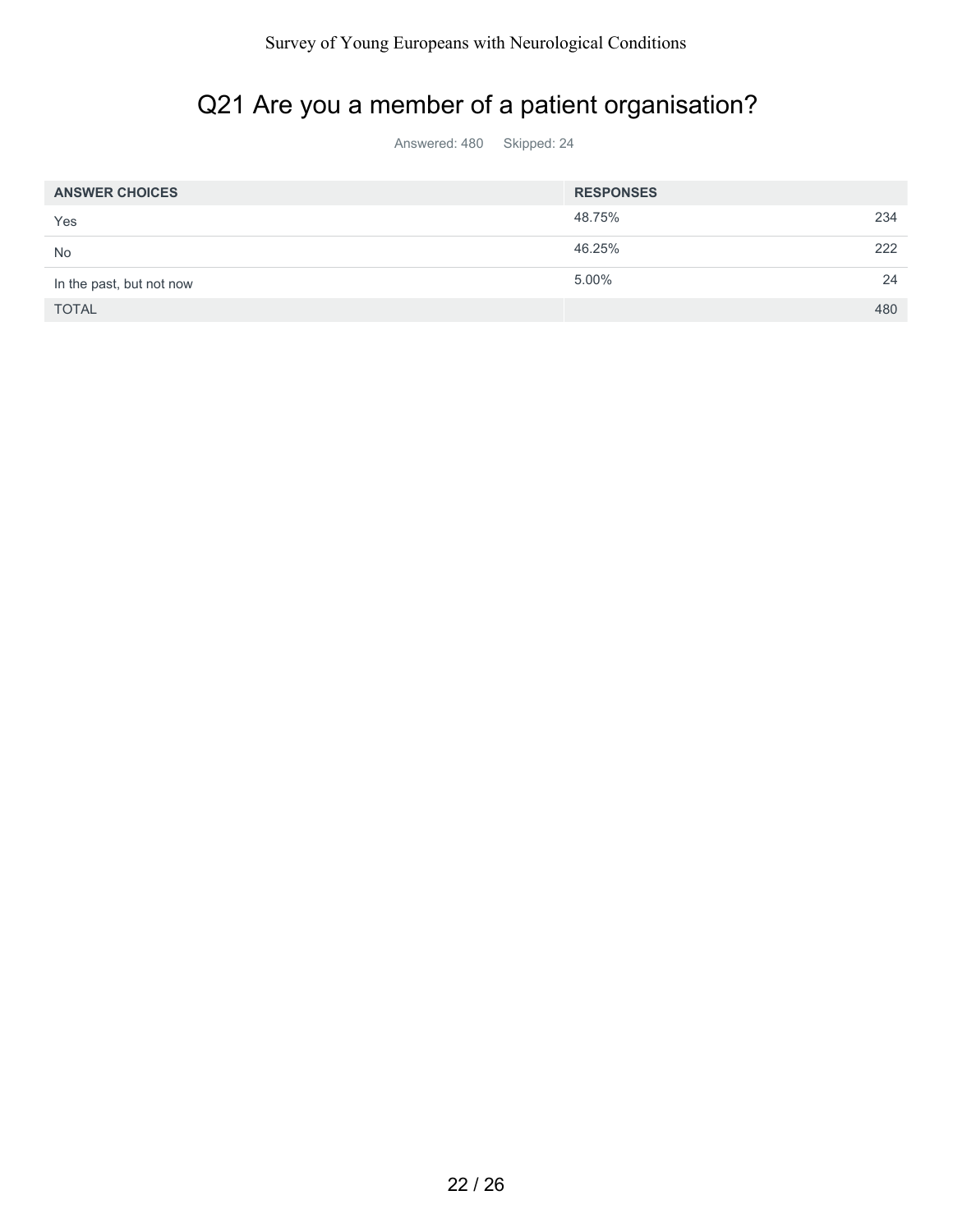## Q21 Are you a member of a patient organisation?

Answered: 480 Skipped: 24

| ANSWER CHOICES | RESPONSES | |
|---|---|---|
| Yes | 48.75% | 234 |
| No | 46.25% | 222 |
| In the past, but not now | 5.00% | 24 |
| TOTAL | | 480 |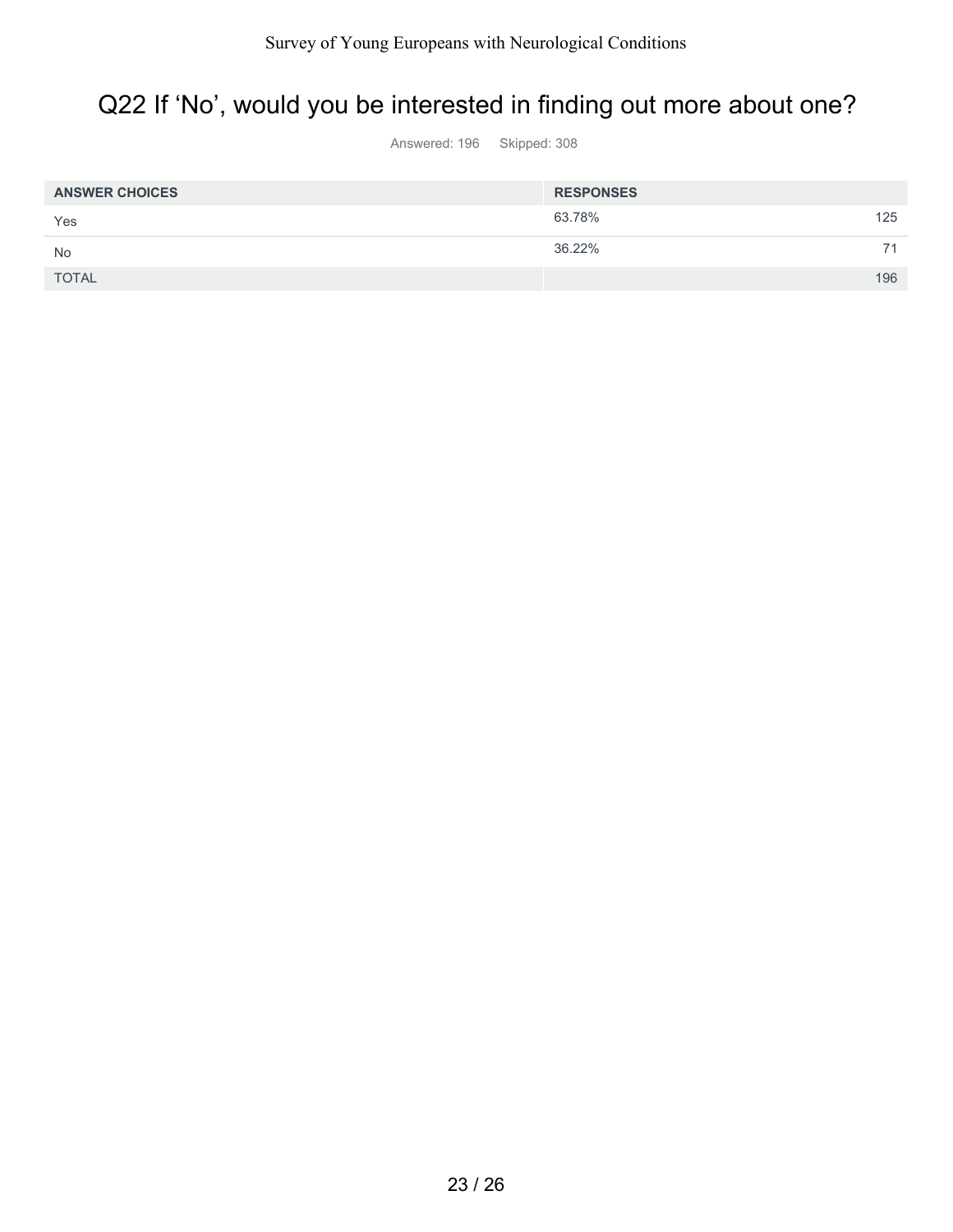# Q22 If ‘No’, would you be interested in finding out more about one?

Answered: 196 Skipped: 308

| ANSWER CHOICES | RESPONSES | |
|---|---|---|
| Yes | 63.78% | 125 |
| No | 36.22% | 71 |
| TOTAL | | 196 |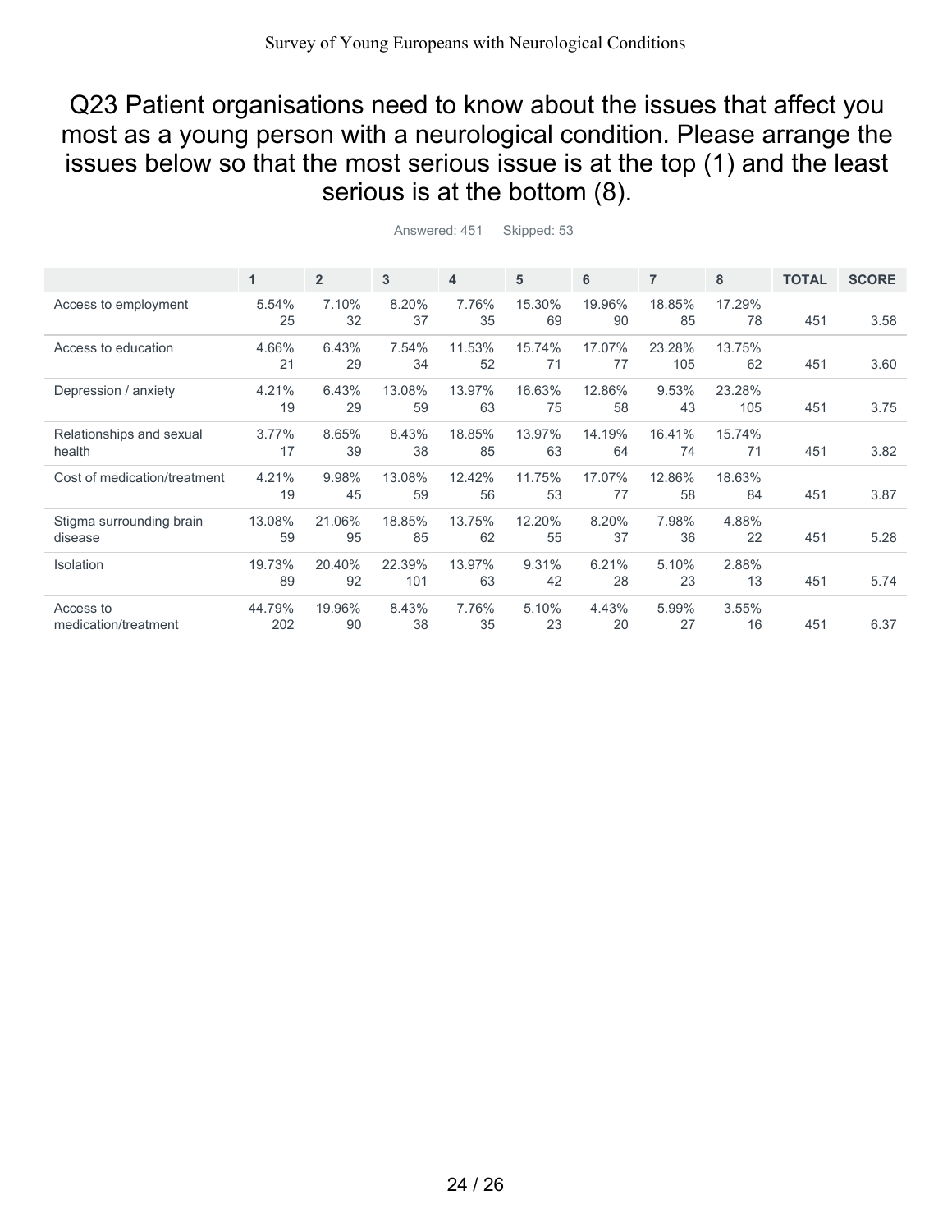## Q23 Patient organisations need to know about the issues that affect you most as a young person with a neurological condition. Please arrange the issues below so that the most serious issue is at the top (1) and the least serious is at the bottom (8).

Answered: 451 Skipped: 53

| | 1 | 2 | 3 | 4 | 5 | 6 | 7 | 8 | TOTAL | SCORE |
|---|---|---|---|---|---|---|---|---|---|---|
| Access to employment | 5.54% 25 | 7.10% 32 | 8.20% 37 | 7.76% 35 | 15.30% 69 | 19.96% 90 | 18.85% 85 | 17.29% 78 | 451 | 3.58 |
| Access to education | 4.66% 21 | 6.43% 29 | 7.54% 34 | 11.53% 52 | 15.74% 71 | 17.07% 77 | 23.28% 105 | 13.75% 62 | 451 | 3.60 |
| Depression / anxiety | 4.21% 19 | 6.43% 29 | 13.08% 59 | 13.97% 63 | 16.63% 75 | 12.86% 58 | 9.53% 43 | 23.28% 105 | 451 | 3.75 |
| Relationships and sexual health | 3.77% 17 | 8.65% 39 | 8.43% 38 | 18.85% 85 | 13.97% 63 | 14.19% 64 | 16.41% 74 | 15.74% 71 | 451 | 3.82 |
| Cost of medication/treatment | 4.21% 19 | 9.98% 45 | 13.08% 59 | 12.42% 56 | 11.75% 53 | 17.07% 77 | 12.86% 58 | 18.63% 84 | 451 | 3.87 |
| Stigma surrounding brain disease | 13.08% 59 | 21.06% 95 | 18.85% 85 | 13.75% 62 | 12.20% 55 | 8.20% 37 | 7.98% 36 | 4.88% 22 | 451 | 5.28 |
| Isolation | 19.73% 89 | 20.40% 92 | 22.39% 101 | 13.97% 63 | 9.31% 42 | 6.21% 28 | 5.10% 23 | 2.88% 13 | 451 | 5.74 |
| Access to medication/treatment | 44.79% 202 | 19.96% 90 | 8.43% 38 | 7.76% 35 | 5.10% 23 | 4.43% 20 | 5.99% 27 | 3.55% 16 | 451 | 6.37 |